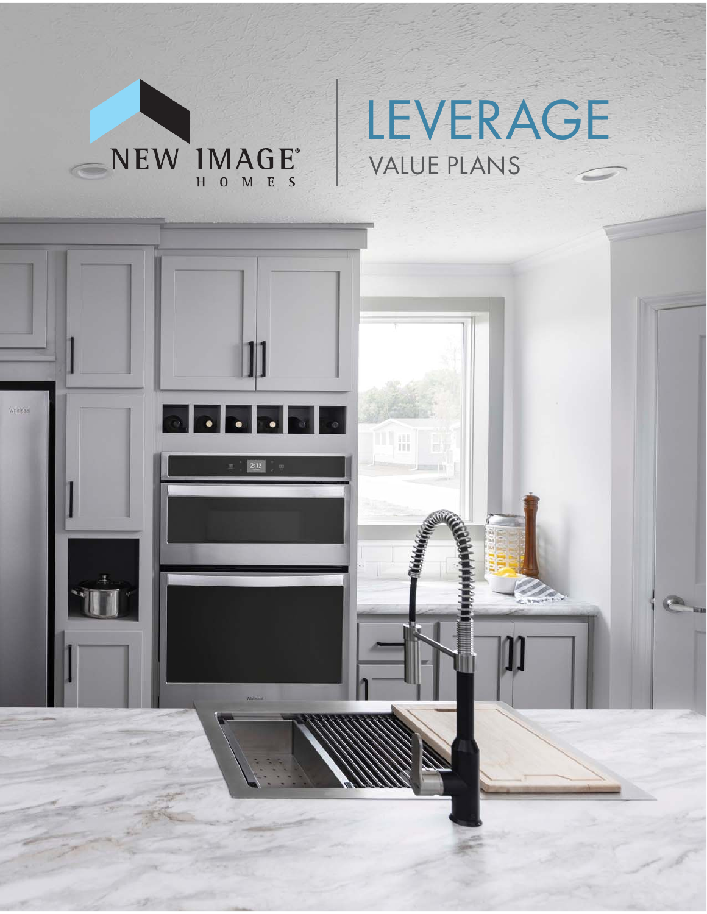NEW IMAGE® HOMES

# LEVERAGE

## VALUE PLANS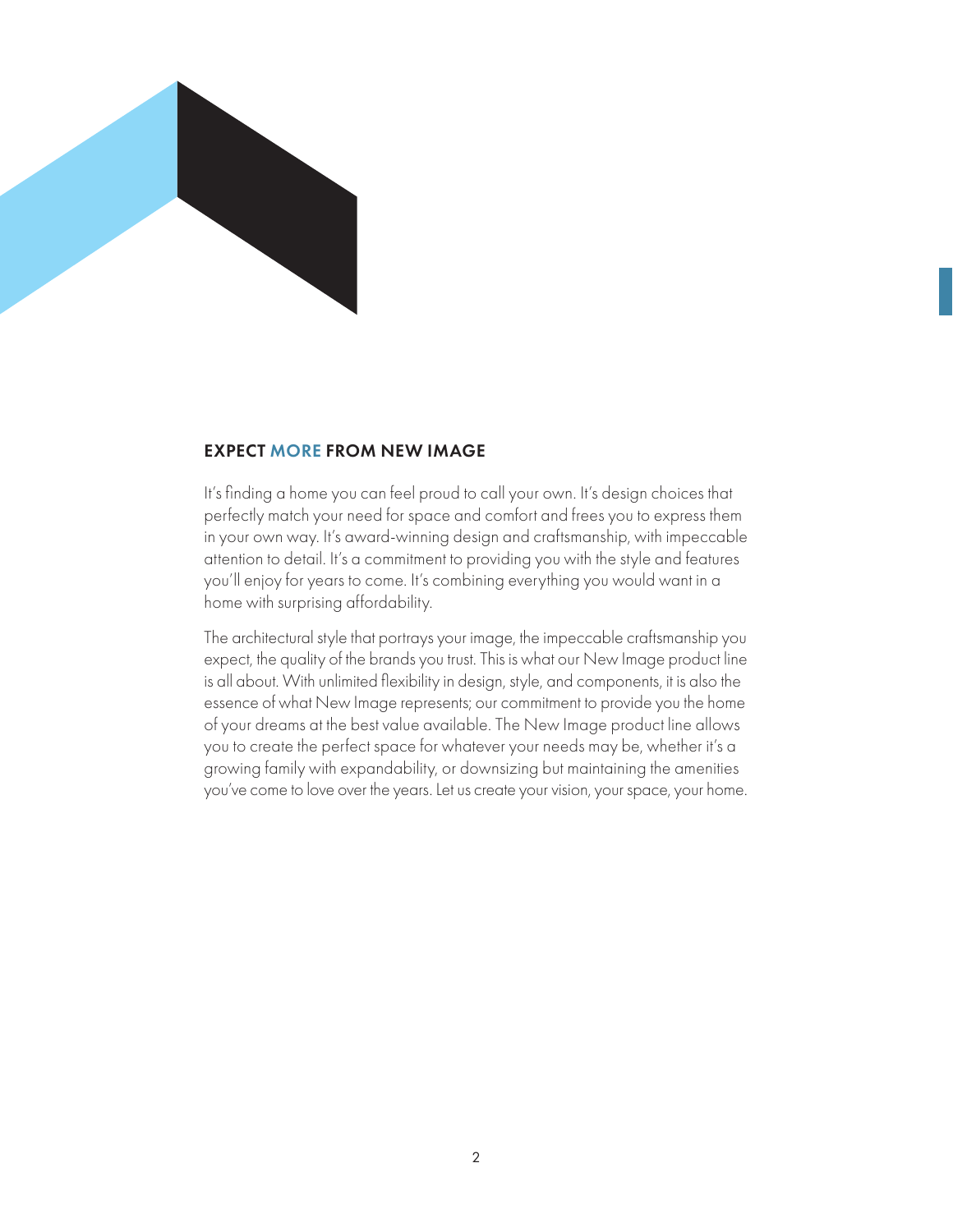## EXPECT MORE FROM NEW IMAGE

It's finding a home you can feel proud to call your own. It's design choices that perfectly match your need for space and comfort and frees you to express them in your own way. It's award-winning design and craftsmanship, with impeccable attention to detail. It's a commitment to providing you with the style and features you'll enjoy for years to come. It's combining everything you would want in a home with surprising affordability.

The architectural style that portrays your image, the impeccable craftsmanship you expect, the quality of the brands you trust. This is what our New Image product line is all about. With unlimited flexibility in design, style, and components, it is also the essence of what New Image represents; our commitment to provide you the home of your dreams at the best value available. The New Image product line allows you to create the perfect space for whatever your needs may be, whether it's a growing family with expandability, or downsizing but maintaining the amenities you've come to love over the years. Let us create your vision, your space, your home.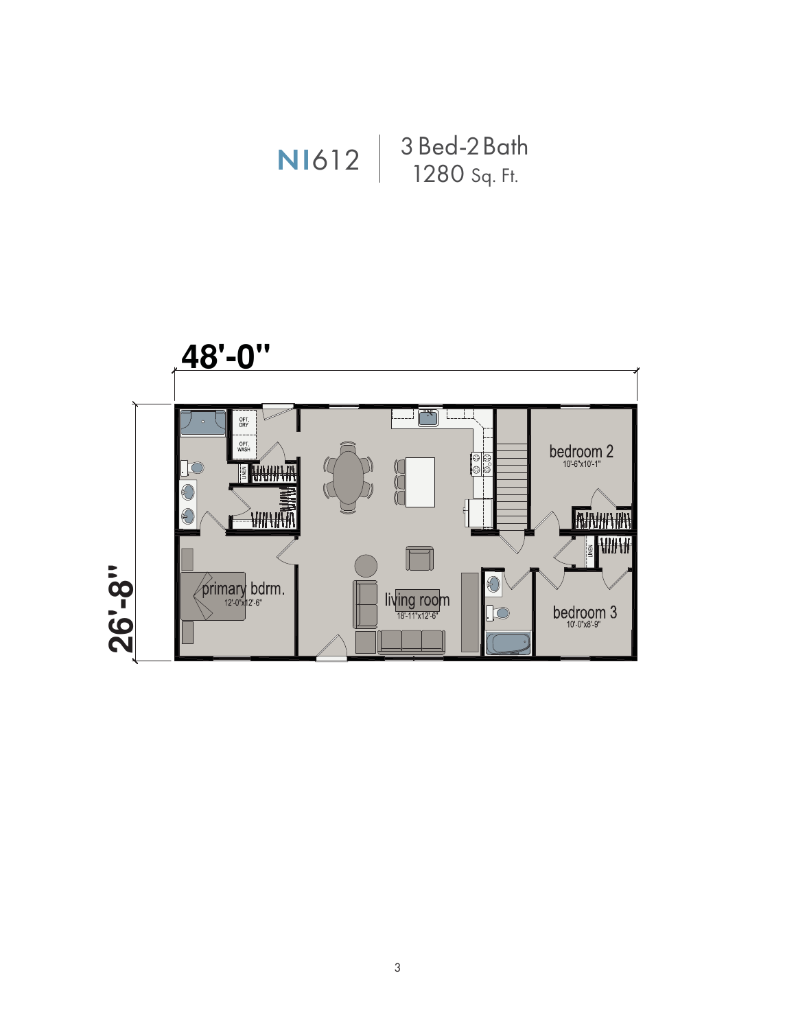# NI612 | 3 Bed-2 Bath 1280 Sq. Ft.

48'-0"

26'-8"

OPT. DRY

OPT. WASH

LINEN

primary bdrm.
12'-0"x12'-6"

living room
18'-11"x12'-6"

bedroom 2
10'-6"x10'-1"

LINEN

bedroom 3
10'-0"x8'-9"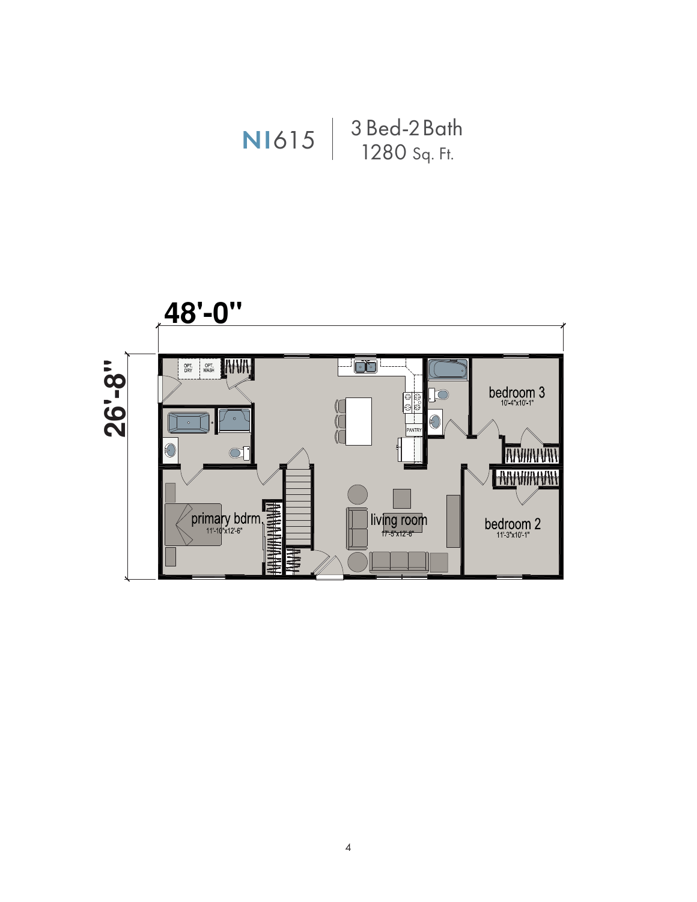# NI615 | 3 Bed-2 Bath 1280 Sq. Ft.

48'-0"

26'-8"

OPT. DRY

OPT. WASH

PANTRY

bedroom 3
10'-4"x10'-1"

primary bdrm
11'-10"x12'-6"

living room
17'-5"x12'-8"

bedroom 2
11'-3"x10'-1"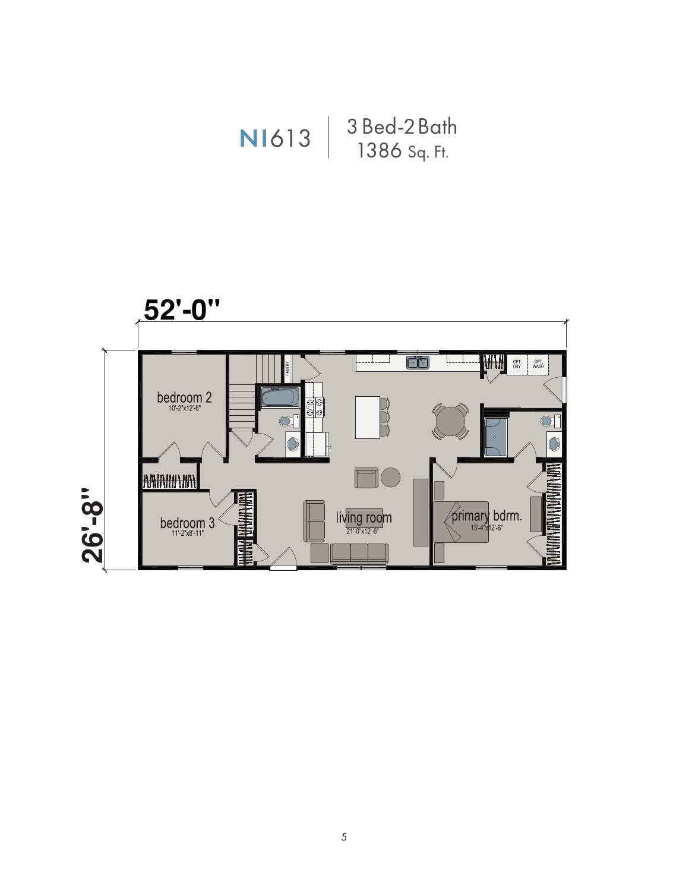# NI613 | 3 Bed-2 Bath 1386 Sq. Ft.

52'-0"

26'-8"

bedroom 2
10'-2"x12'-6"

bedroom 3
11'-2"x8'-11"

living room
21'-0"x12'-6"

primary bdrm.
13'-4"x12'-6"

PANTRY

OPT. DRY

OPT. WASH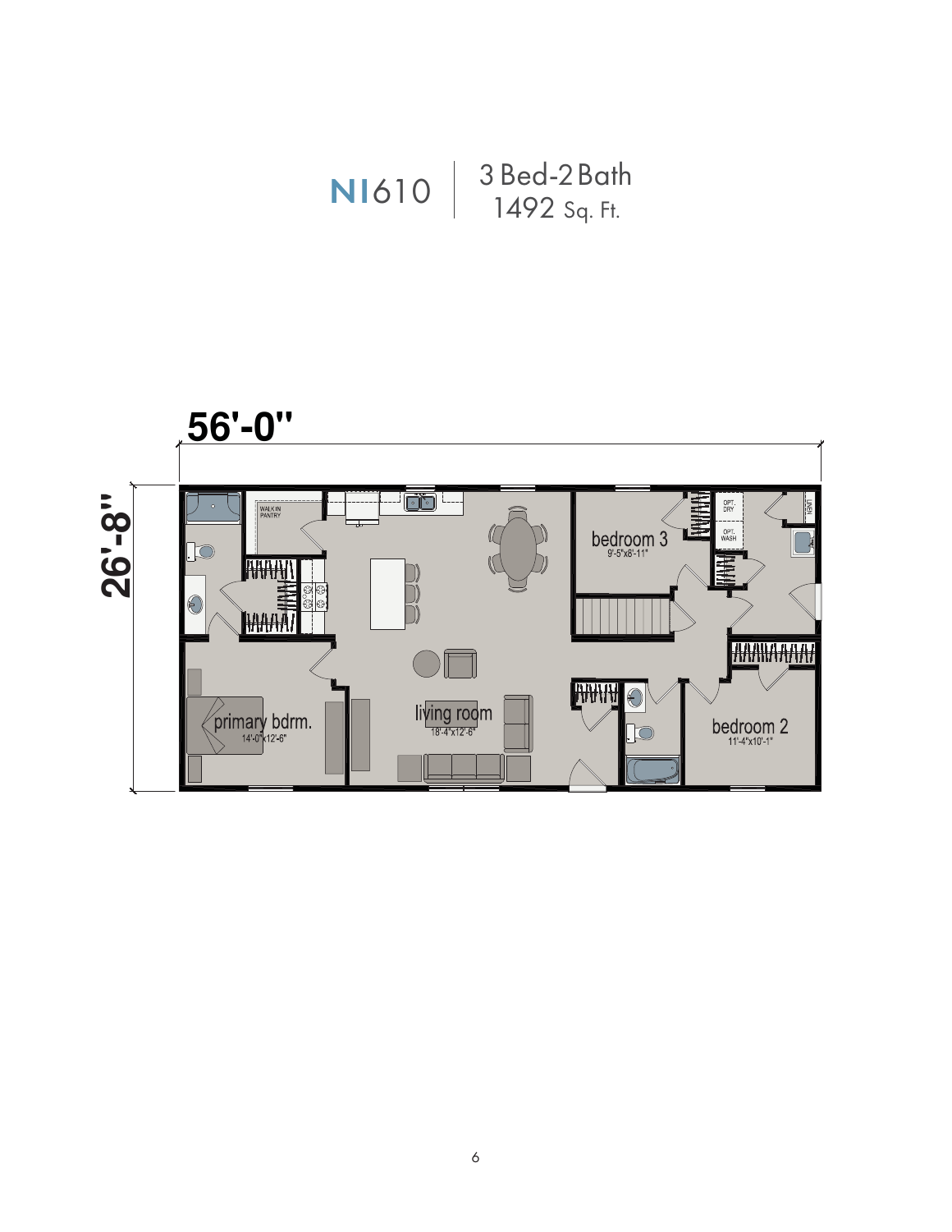# NI610 | 3 Bed-2 Bath 1492 Sq. Ft.

56'-0"

26'-8"

WALK IN PANTRY

bedroom 3
9'-5"x8'-11"

OPT. DRY

OPT. WASH

LINEN

primary bdrm.
14'-0"x12'-6"

living room
18'-4"x12'-6"

bedroom 2
11'-4"x10'-1"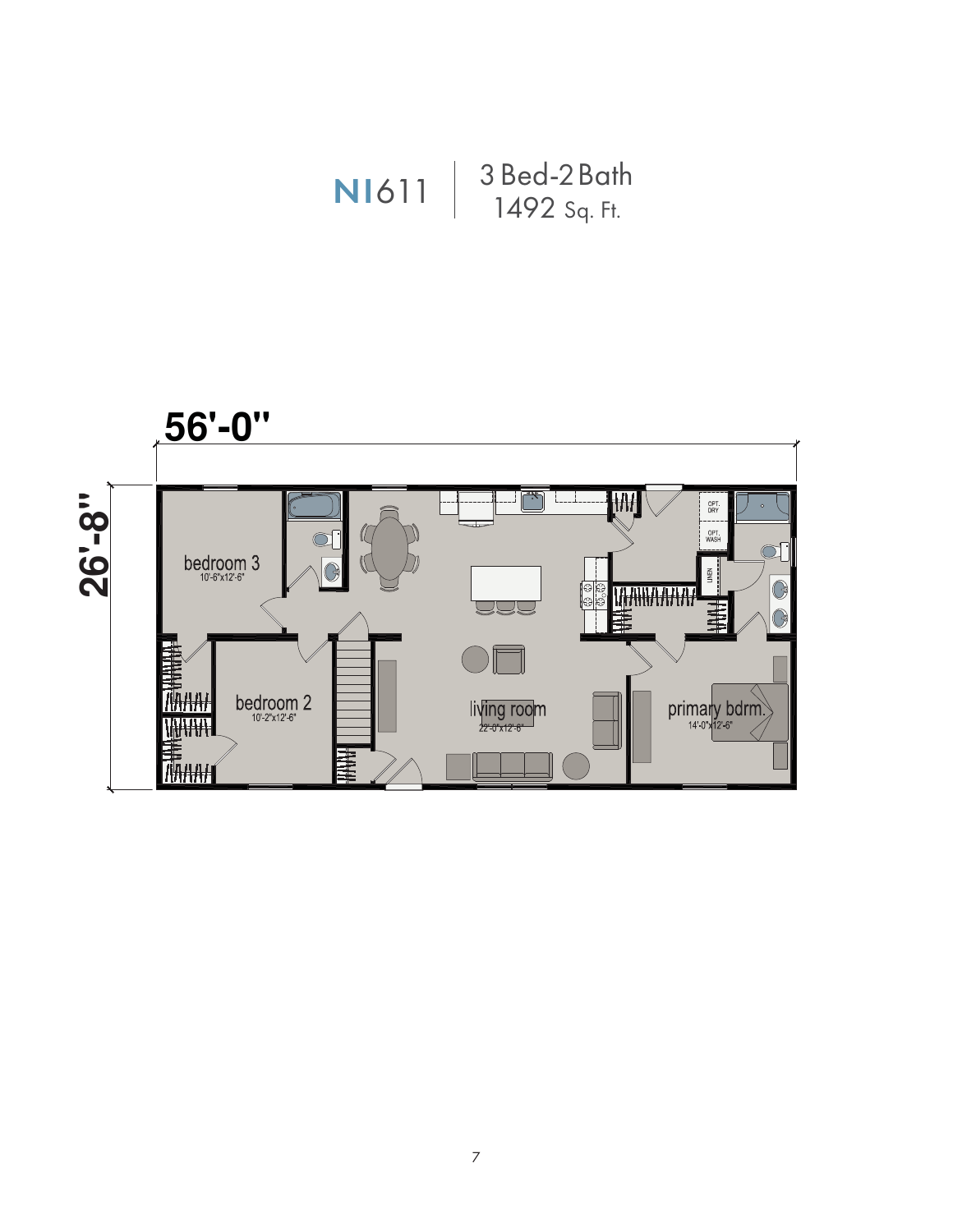# NI611 | 3 Bed-2 Bath 1492 Sq. Ft.

56'-0"

26'-8"

bedroom 3
10'-6"x12'-6"

bedroom 2
10'-2"x12'-6"

living room
22'-0"x12'-6"

primary bdrm.
14'-0"x12'-6"

OPT. DRY

OPT. WASH

LINEN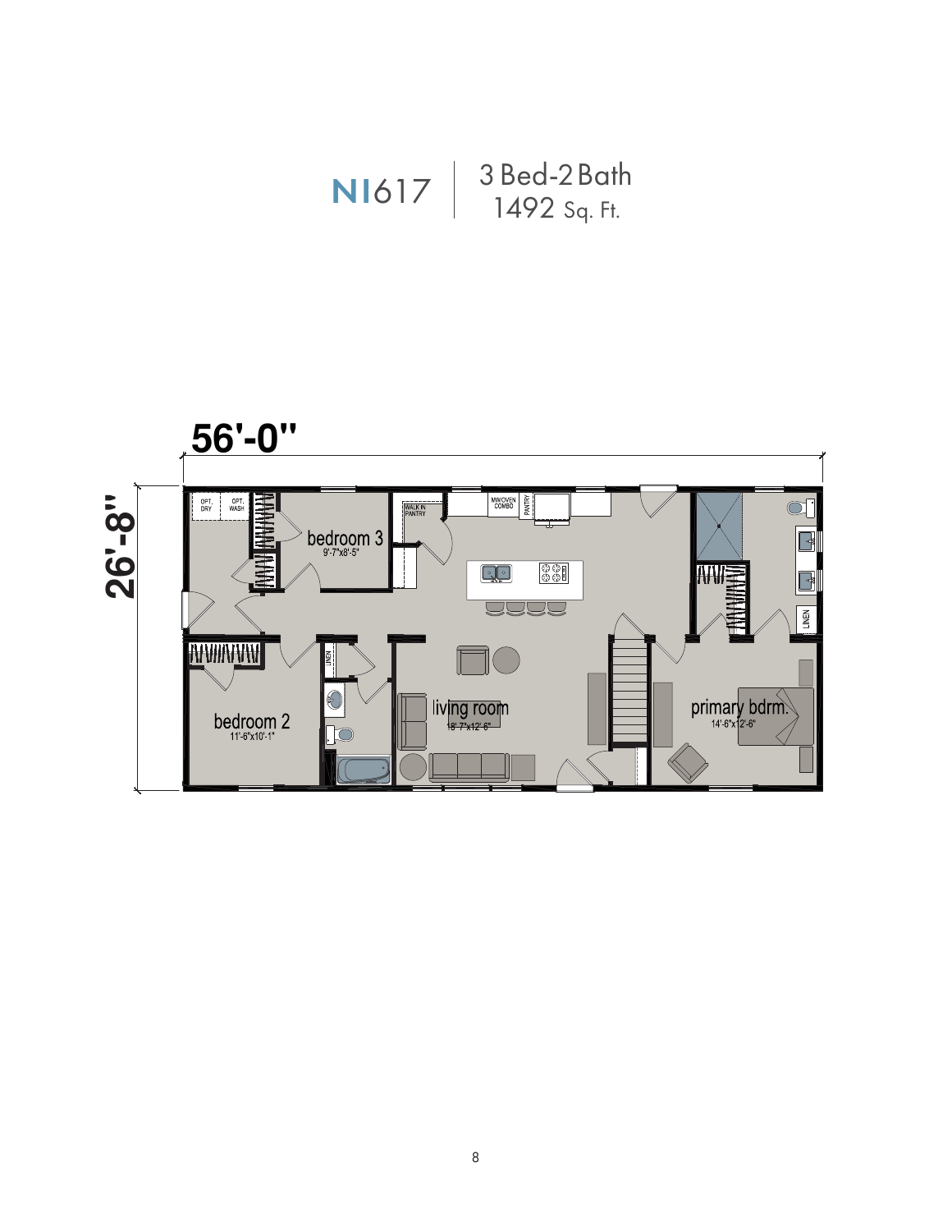# NI617

3 Bed-2 Bath
1492 Sq. Ft.

56'-0"

26'-8"

OPT. DRY

OPT. WASH

bedroom 3
9'-7"x8'-5"

WALK IN PANTRY

MW/OVEN COMBO

PANTRY

LINEN

bedroom 2
11'-6"x10'-1"

LINEN

living room
18'-7"x12'-6"

primary bdrm.
14'-6"x12'-6"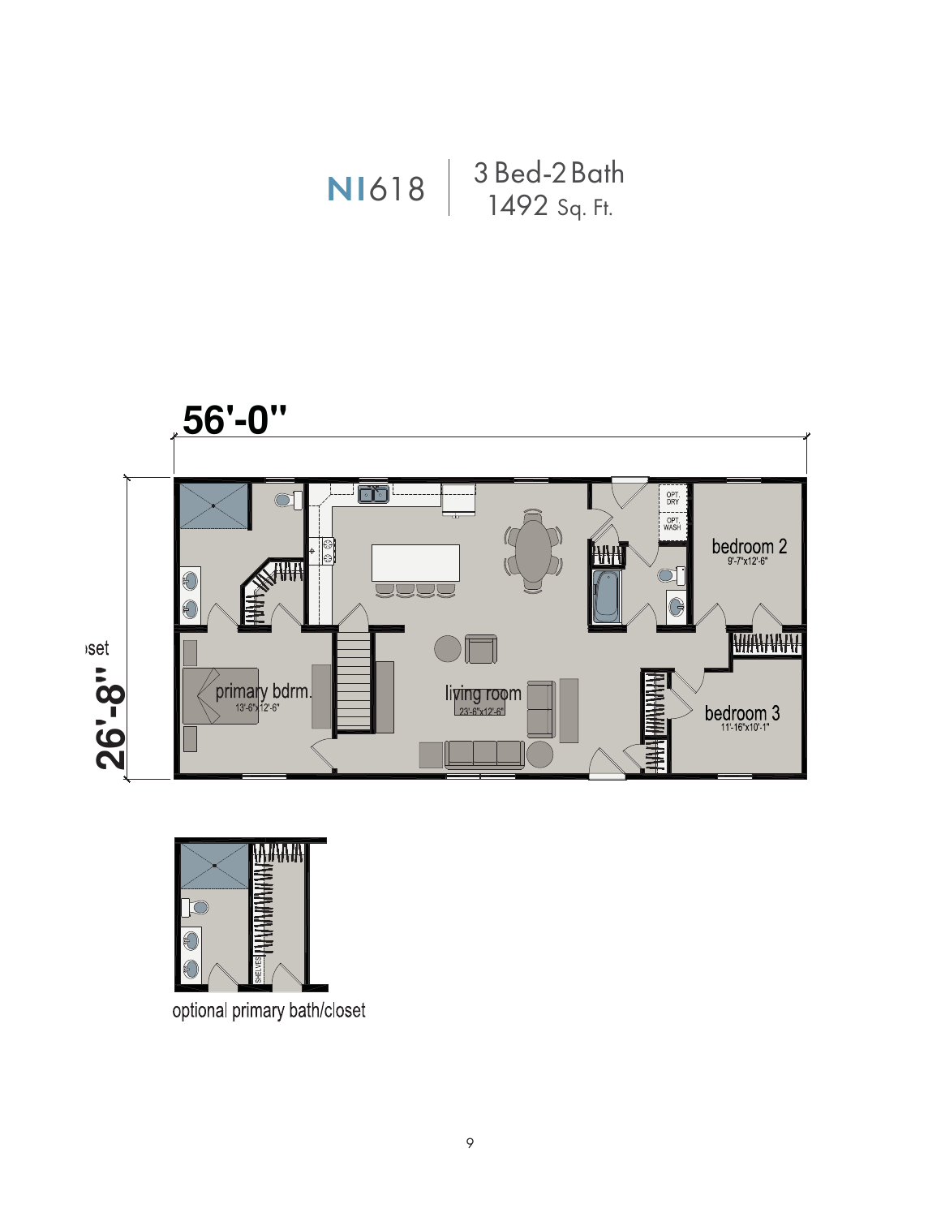# NI618 | 3 Bed-2 Bath 1492 Sq. Ft.

56'-0"

26'-8"

OPT. DRY

OPT. WASH

bedroom 2
9'-7"x12'-6"

primary bdrm.
13'-6"x12'-6"

living room
23'-6"x12'-6"

bedroom 3
11'-16"x10'-1"

SHELVES

optional primary bath/closet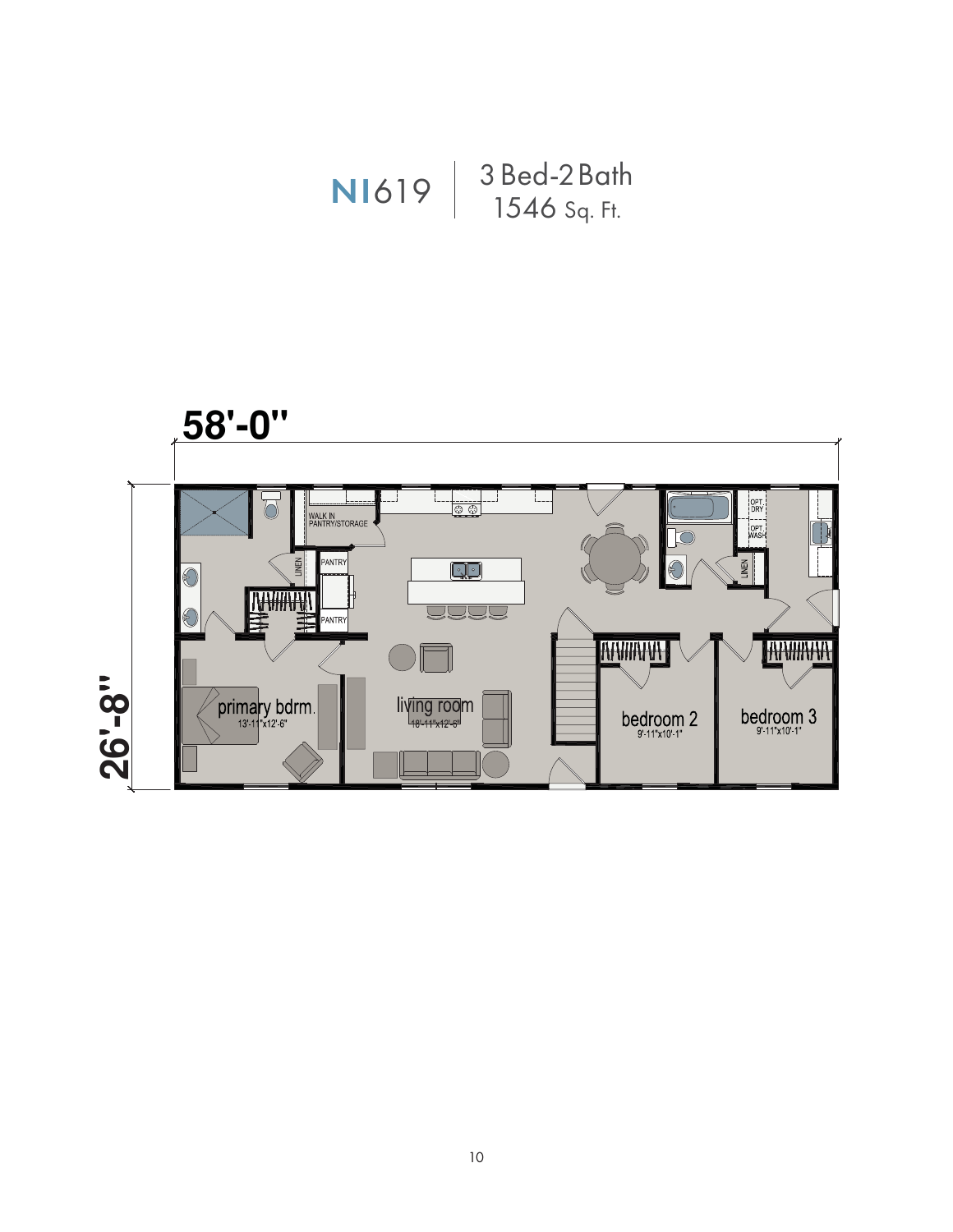# NI619 | 3 Bed-2 Bath 1546 Sq. Ft.

58'-0"

26'-8"

WALK IN PANTRY/STORAGE

LINEN

PANTRY

PANTRY

OPT. DRY

OPT. WASH

LINEN

primary bdrm.
13'-11"x12'-6"

living room
18'-11"x12'-6"

bedroom 2
9'-11"x10'-1"

bedroom 3
9'-11"x10'-1"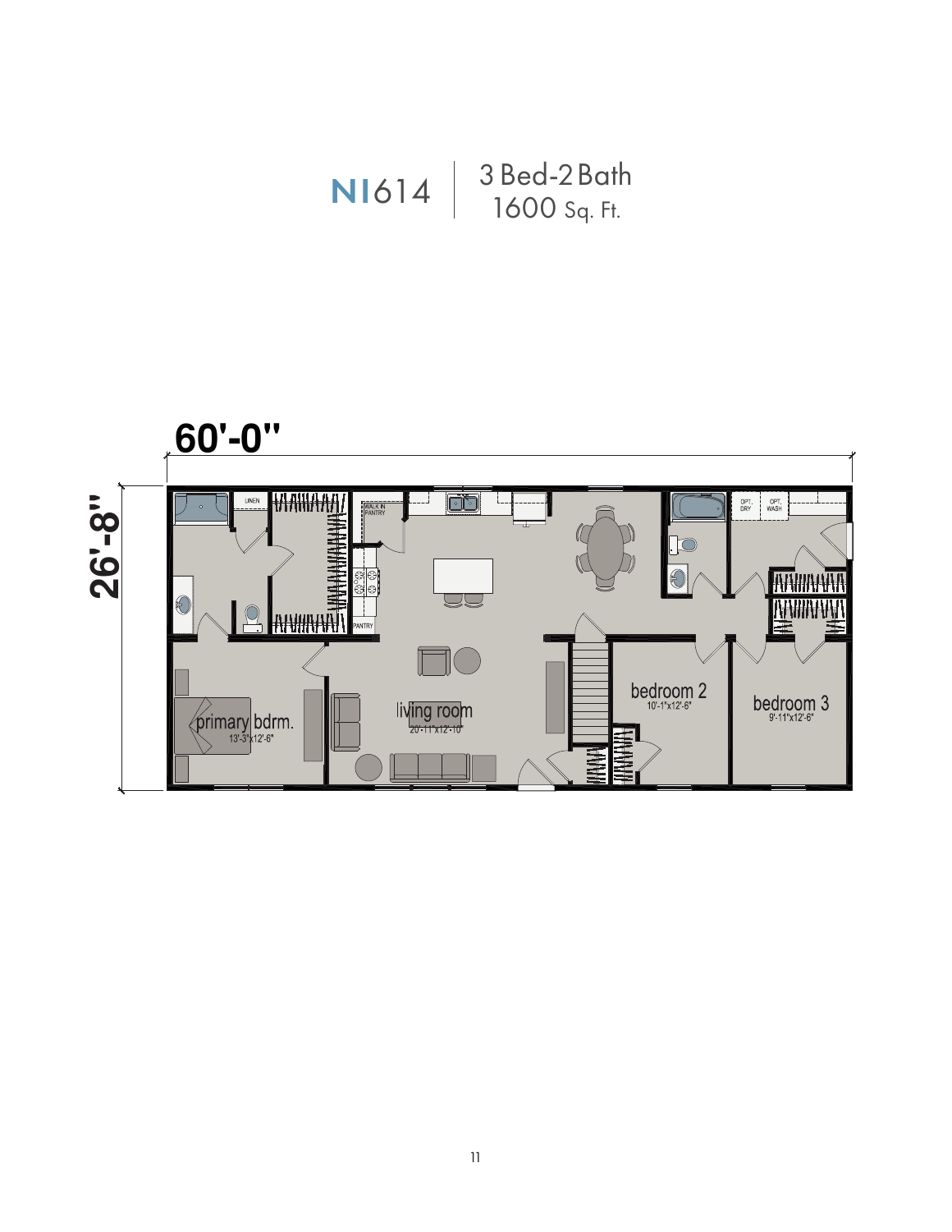# NI614

3 Bed-2 Bath
1600 Sq. Ft.

60'-0"

26'-8"

LINEN

WALK IN PANTRY

PANTRY

OPT. DRY

OPT. WASH

primary bdrm.
13'-3"x12'-6"

living room
20'-11"x12'-10"

bedroom 2
10'-1"x12'-6"

bedroom 3
9'-11"x12'-6"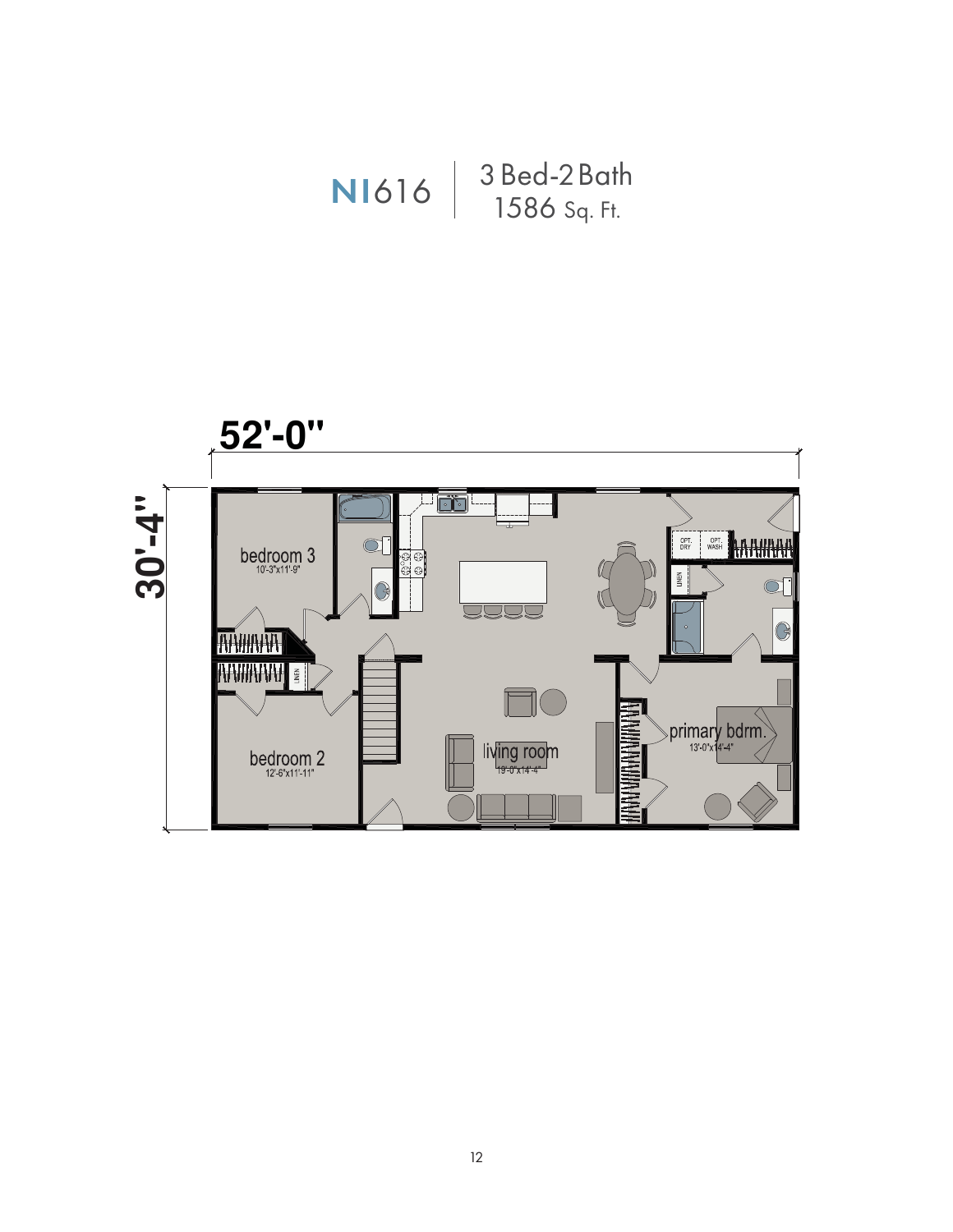# NI616

3 Bed-2 Bath
1586 Sq. Ft.

52'-0"

30'-4"

bedroom 3
10'-3"x11'-9"

bedroom 2
12'-6"x11'-11"

living room
19'-0"x14'-4"

primary bdrm.
13'-0"x14'-4"

OPT. DRY

OPT. WASH

LINEN

LINEN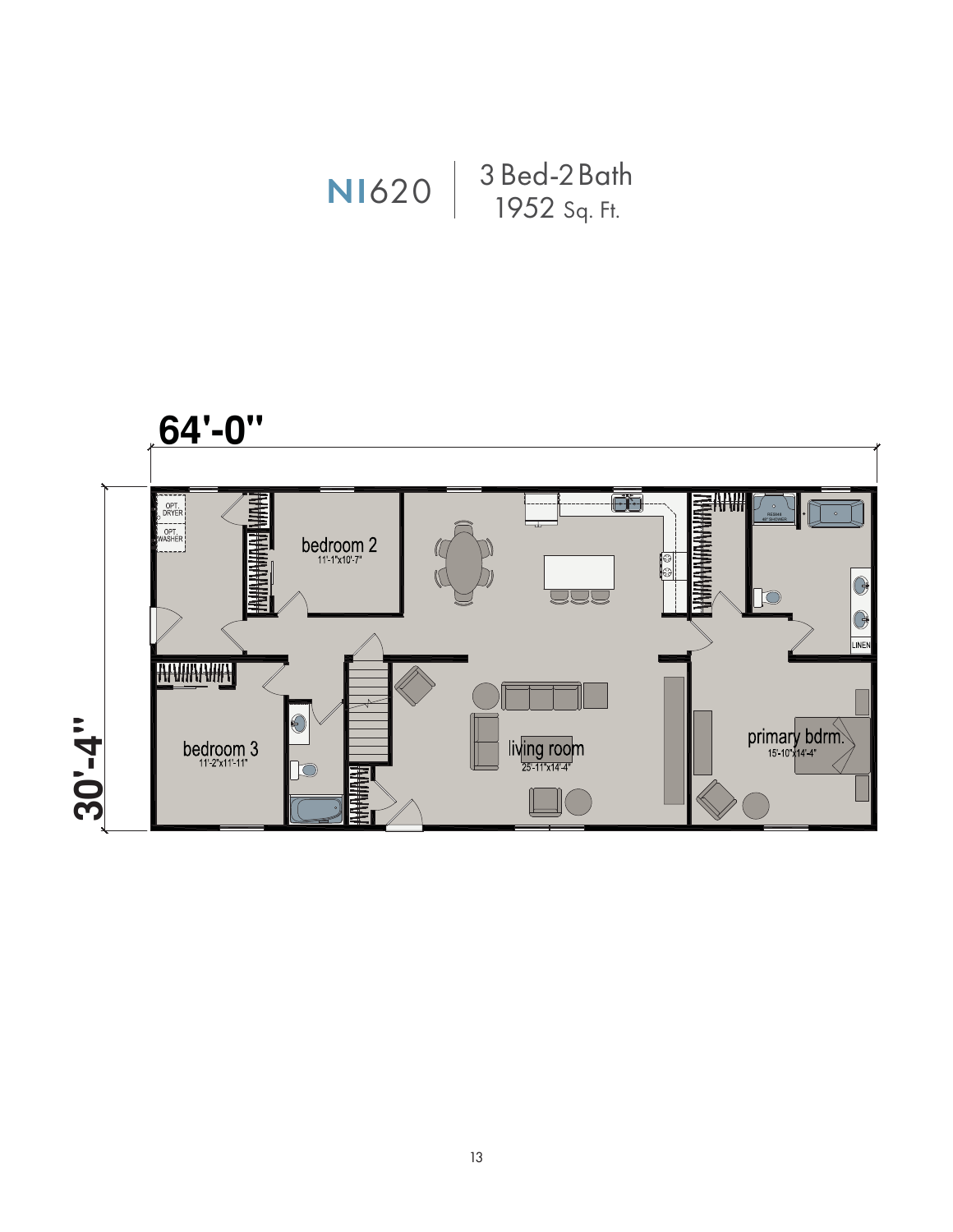# NI620 | 3 Bed-2 Bath 1952 Sq. Ft.

64'-0"

30'-4"

OPT. DRYER

OPT. WASHER

bedroom 2
11'-1"x10'-7"

bedroom 3
11'-2"x11'-11"

living room
25'-11"x14'-4"

primary bdrm.
15'-10"x14'-4"

LINEN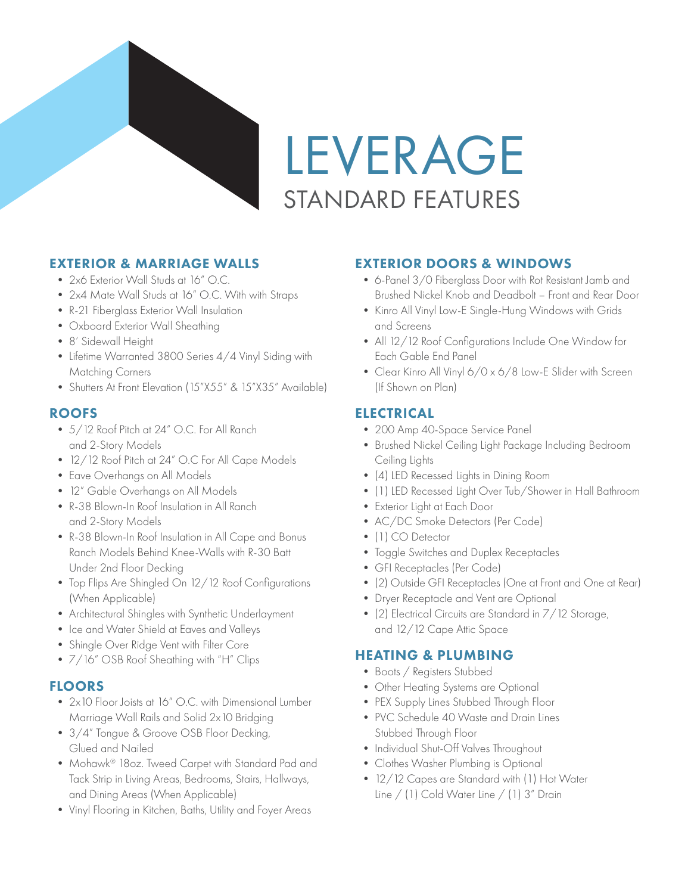# LEVERAGE

## STANDARD FEATURES

### EXTERIOR & MARRIAGE WALLS

- 2x6 Exterior Wall Studs at 16" O.C.
- 2x4 Mate Wall Studs at 16" O.C. With with Straps
- R-21 Fiberglass Exterior Wall Insulation
- Oxboard Exterior Wall Sheathing
- 8' Sidewall Height
- Lifetime Warranted 3800 Series 4/4 Vinyl Siding with Matching Corners
- Shutters At Front Elevation (15"X55" & 15"X35" Available)

### ROOFS

- 5/12 Roof Pitch at 24" O.C. For All Ranch and 2-Story Models
- 12/12 Roof Pitch at 24" O.C For All Cape Models
- Eave Overhangs on All Models
- 12" Gable Overhangs on All Models
- R-38 Blown-In Roof Insulation in All Ranch and 2-Story Models
- R-38 Blown-In Roof Insulation in All Cape and Bonus Ranch Models Behind Knee-Walls with R-30 Batt Under 2nd Floor Decking
- Top Flips Are Shingled On 12/12 Roof Configurations (When Applicable)
- Architectural Shingles with Synthetic Underlayment
- Ice and Water Shield at Eaves and Valleys
- Shingle Over Ridge Vent with Filter Core
- 7/16" OSB Roof Sheathing with "H" Clips

### FLOORS

- 2x10 Floor Joists at 16" O.C. with Dimensional Lumber Marriage Wall Rails and Solid 2x10 Bridging
- 3/4" Tongue & Groove OSB Floor Decking, Glued and Nailed
- Mohawk® 18oz. Tweed Carpet with Standard Pad and Tack Strip in Living Areas, Bedrooms, Stairs, Hallways, and Dining Areas (When Applicable)
- Vinyl Flooring in Kitchen, Baths, Utility and Foyer Areas

### EXTERIOR DOORS & WINDOWS

- 6-Panel 3/0 Fiberglass Door with Rot Resistant Jamb and Brushed Nickel Knob and Deadbolt – Front and Rear Door
- Kinro All Vinyl Low-E Single-Hung Windows with Grids and Screens
- All 12/12 Roof Configurations Include One Window for Each Gable End Panel
- Clear Kinro All Vinyl 6/0 x 6/8 Low-E Slider with Screen (If Shown on Plan)

### ELECTRICAL

- 200 Amp 40-Space Service Panel
- Brushed Nickel Ceiling Light Package Including Bedroom Ceiling Lights
- (4) LED Recessed Lights in Dining Room
- (1) LED Recessed Light Over Tub/Shower in Hall Bathroom
- Exterior Light at Each Door
- AC/DC Smoke Detectors (Per Code)
- (1) CO Detector
- Toggle Switches and Duplex Receptacles
- GFI Receptacles (Per Code)
- (2) Outside GFI Receptacles (One at Front and One at Rear)
- Dryer Receptacle and Vent are Optional
- (2) Electrical Circuits are Standard in 7/12 Storage, and 12/12 Cape Attic Space

### HEATING & PLUMBING

- Boots / Registers Stubbed
- Other Heating Systems are Optional
- PEX Supply Lines Stubbed Through Floor
- PVC Schedule 40 Waste and Drain Lines Stubbed Through Floor
- Individual Shut-Off Valves Throughout
- Clothes Washer Plumbing is Optional
- 12/12 Capes are Standard with (1) Hot Water Line / (1) Cold Water Line / (1) 3" Drain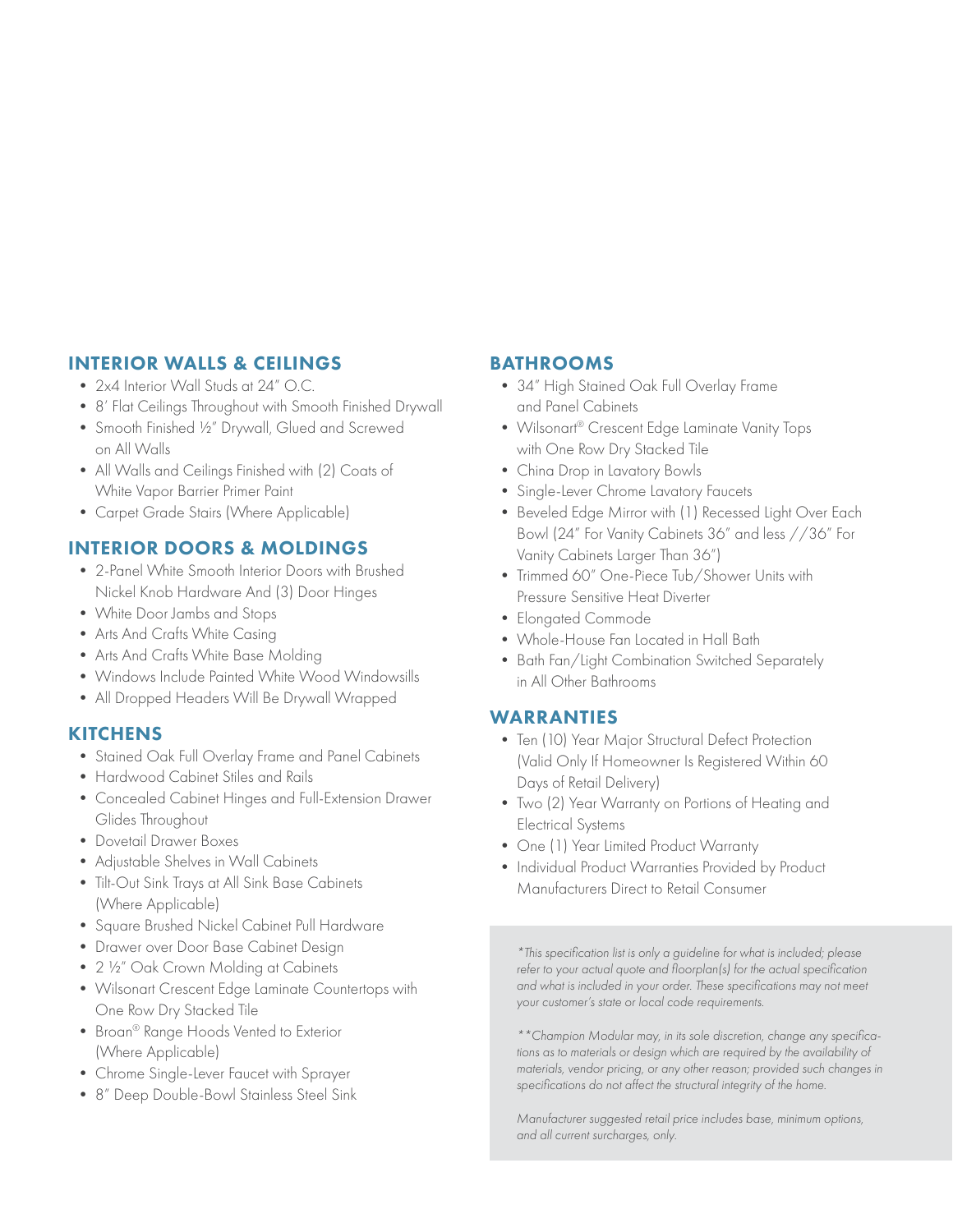## INTERIOR WALLS & CEILINGS

- 2x4 Interior Wall Studs at 24" O.C.
- 8' Flat Ceilings Throughout with Smooth Finished Drywall
- Smooth Finished ½" Drywall, Glued and Screwed on All Walls
- All Walls and Ceilings Finished with (2) Coats of White Vapor Barrier Primer Paint
- Carpet Grade Stairs (Where Applicable)

## INTERIOR DOORS & MOLDINGS

- 2-Panel White Smooth Interior Doors with Brushed Nickel Knob Hardware And (3) Door Hinges
- White Door Jambs and Stops
- Arts And Crafts White Casing
- Arts And Crafts White Base Molding
- Windows Include Painted White Wood Windowsills
- All Dropped Headers Will Be Drywall Wrapped

## KITCHENS

- Stained Oak Full Overlay Frame and Panel Cabinets
- Hardwood Cabinet Stiles and Rails
- Concealed Cabinet Hinges and Full-Extension Drawer Glides Throughout
- Dovetail Drawer Boxes
- Adjustable Shelves in Wall Cabinets
- Tilt-Out Sink Trays at All Sink Base Cabinets (Where Applicable)
- Square Brushed Nickel Cabinet Pull Hardware
- Drawer over Door Base Cabinet Design
- 2 ½" Oak Crown Molding at Cabinets
- Wilsonart Crescent Edge Laminate Countertops with One Row Dry Stacked Tile
- Broan® Range Hoods Vented to Exterior (Where Applicable)
- Chrome Single-Lever Faucet with Sprayer
- 8" Deep Double-Bowl Stainless Steel Sink

## BATHROOMS

- 34" High Stained Oak Full Overlay Frame and Panel Cabinets
- Wilsonart® Crescent Edge Laminate Vanity Tops with One Row Dry Stacked Tile
- China Drop in Lavatory Bowls
- Single-Lever Chrome Lavatory Faucets
- Beveled Edge Mirror with (1) Recessed Light Over Each Bowl (24" For Vanity Cabinets 36" and less //36" For Vanity Cabinets Larger Than 36")
- Trimmed 60" One-Piece Tub/Shower Units with Pressure Sensitive Heat Diverter
- Elongated Commode
- Whole-House Fan Located in Hall Bath
- Bath Fan/Light Combination Switched Separately in All Other Bathrooms

## WARRANTIES

- Ten (10) Year Major Structural Defect Protection (Valid Only If Homeowner Is Registered Within 60 Days of Retail Delivery)
- Two (2) Year Warranty on Portions of Heating and Electrical Systems
- One (1) Year Limited Product Warranty
- Individual Product Warranties Provided by Product Manufacturers Direct to Retail Consumer

*\*This specification list is only a guideline for what is included; please refer to your actual quote and floorplan(s) for the actual specification and what is included in your order. These specifications may not meet your customer's state or local code requirements.*

*\*\*Champion Modular may, in its sole discretion, change any specifications as to materials or design which are required by the availability of materials, vendor pricing, or any other reason; provided such changes in specifications do not affect the structural integrity of the home.*

*Manufacturer suggested retail price includes base, minimum options, and all current surcharges, only.*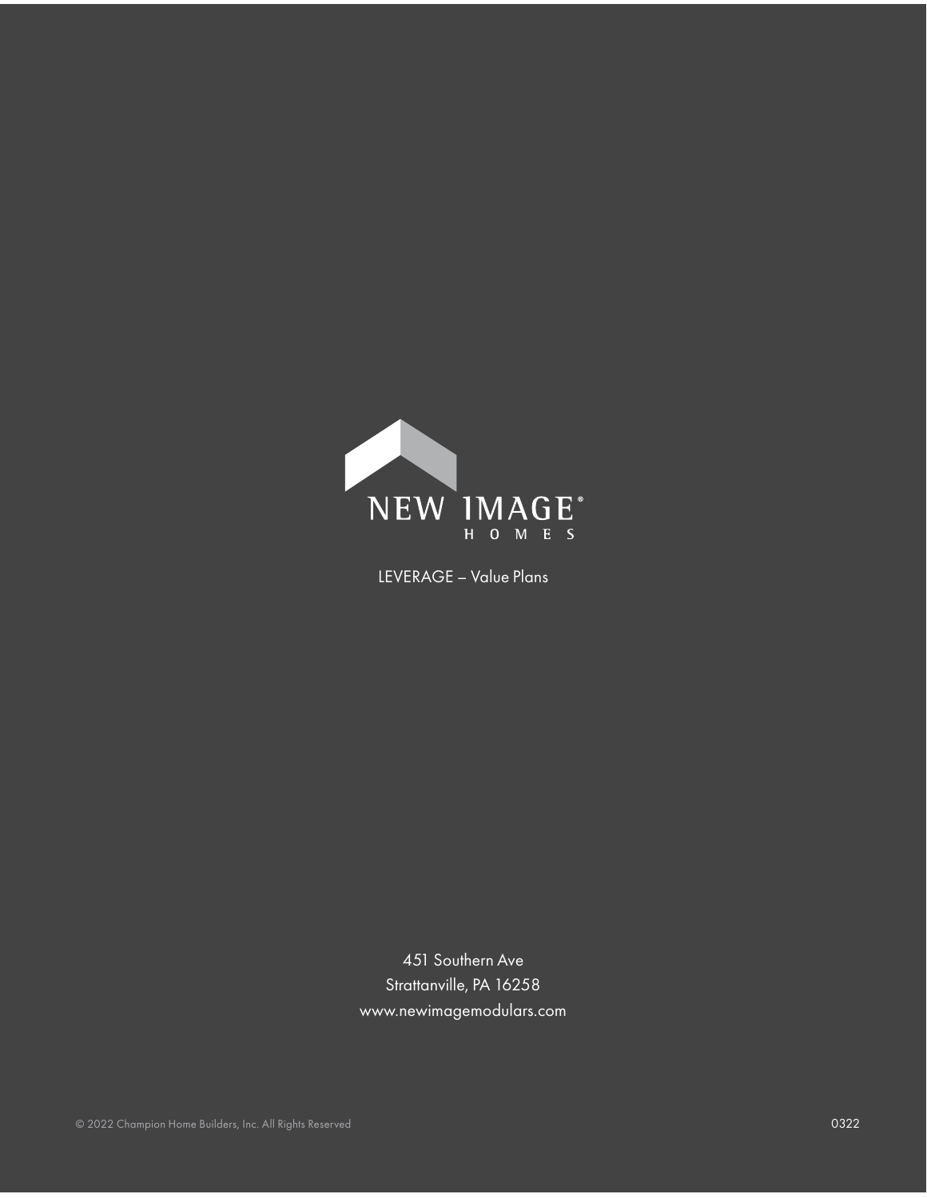NEW IMAGE®
HOMES

LEVERAGE – Value Plans

451 Southern Ave
Strattanville, PA 16258
www.newimagemodulars.com

© 2022 Champion Home Builders, Inc. All Rights Reserved

0322